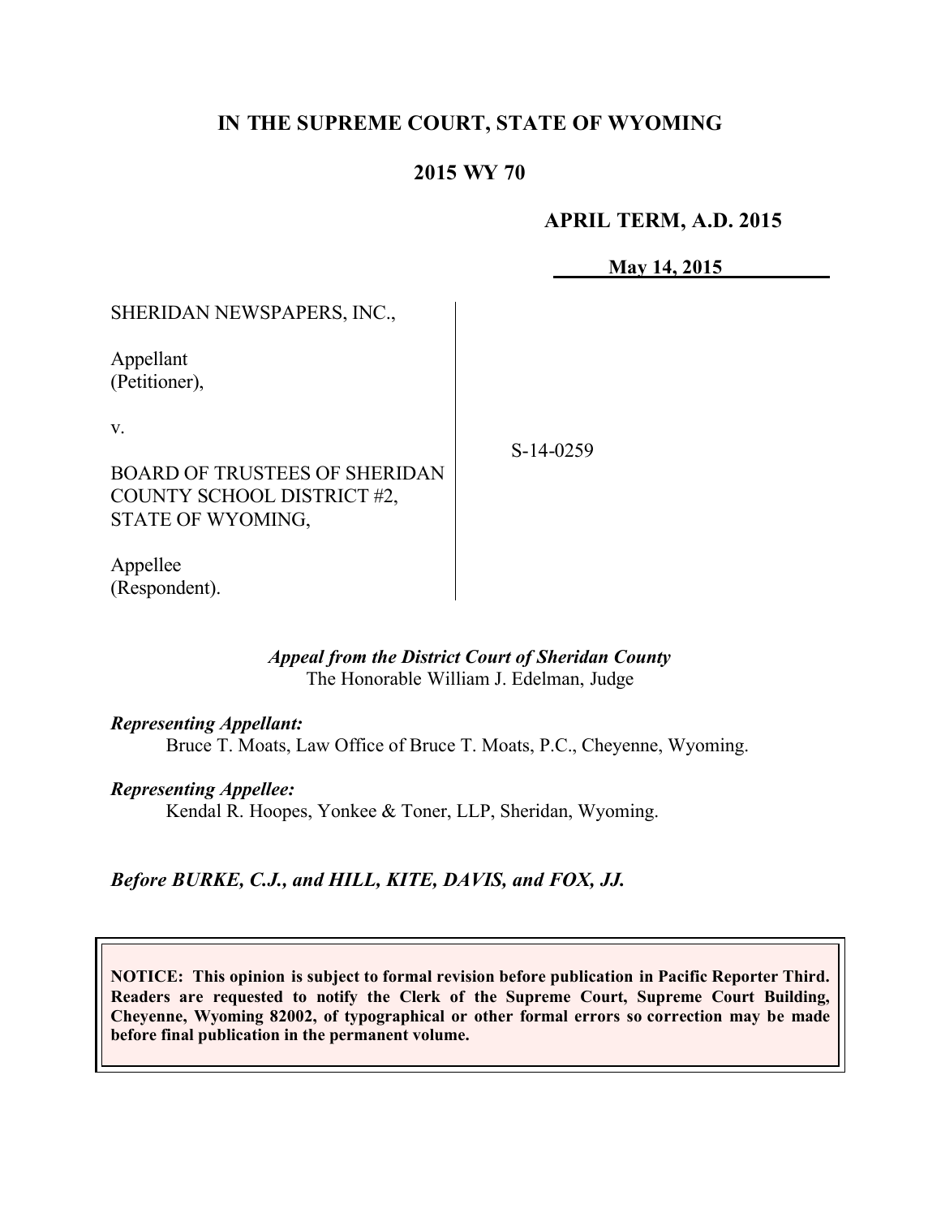**IN THE SUPREME COURT, STATE OF WYOMING**

**2015 WY 70**

**APRIL TERM, A.D. 2015**

**May 14, 2015**

SHERIDAN NEWSPAPERS, INC.,

Appellant
(Petitioner),

v.

BOARD OF TRUSTEES OF SHERIDAN COUNTY SCHOOL DISTRICT #2, STATE OF WYOMING,

Appellee
(Respondent).

S-14-0259

*Appeal from the District Court of Sheridan County*
The Honorable William J. Edelman, Judge

***Representing Appellant:***
Bruce T. Moats, Law Office of Bruce T. Moats, P.C., Cheyenne, Wyoming.

***Representing Appellee:***
Kendal R. Hoopes, Yonkee & Toner, LLP, Sheridan, Wyoming.

***Before BURKE, C.J., and HILL, KITE, DAVIS, and FOX, JJ.***

**NOTICE: This opinion is subject to formal revision before publication in Pacific Reporter Third. Readers are requested to notify the Clerk of the Supreme Court, Supreme Court Building, Cheyenne, Wyoming 82002, of typographical or other formal errors so correction may be made before final publication in the permanent volume.**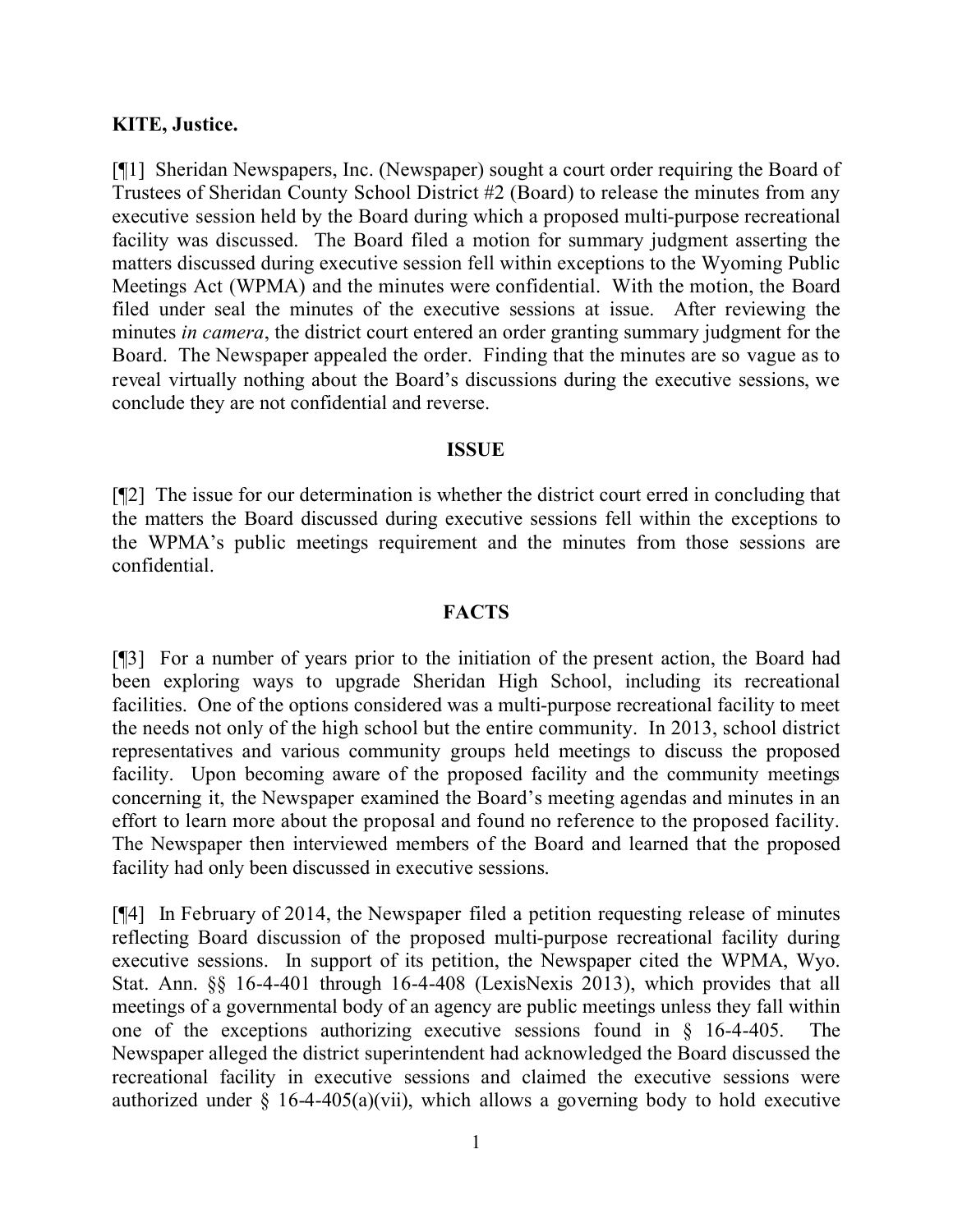**KITE, Justice.**

[¶1] Sheridan Newspapers, Inc. (Newspaper) sought a court order requiring the Board of Trustees of Sheridan County School District #2 (Board) to release the minutes from any executive session held by the Board during which a proposed multi-purpose recreational facility was discussed. The Board filed a motion for summary judgment asserting the matters discussed during executive session fell within exceptions to the Wyoming Public Meetings Act (WPMA) and the minutes were confidential. With the motion, the Board filed under seal the minutes of the executive sessions at issue. After reviewing the minutes *in camera*, the district court entered an order granting summary judgment for the Board. The Newspaper appealed the order. Finding that the minutes are so vague as to reveal virtually nothing about the Board's discussions during the executive sessions, we conclude they are not confidential and reverse.

## ISSUE

[¶2] The issue for our determination is whether the district court erred in concluding that the matters the Board discussed during executive sessions fell within the exceptions to the WPMA's public meetings requirement and the minutes from those sessions are confidential.

## FACTS

[¶3] For a number of years prior to the initiation of the present action, the Board had been exploring ways to upgrade Sheridan High School, including its recreational facilities. One of the options considered was a multi-purpose recreational facility to meet the needs not only of the high school but the entire community. In 2013, school district representatives and various community groups held meetings to discuss the proposed facility. Upon becoming aware of the proposed facility and the community meetings concerning it, the Newspaper examined the Board's meeting agendas and minutes in an effort to learn more about the proposal and found no reference to the proposed facility. The Newspaper then interviewed members of the Board and learned that the proposed facility had only been discussed in executive sessions.

[¶4] In February of 2014, the Newspaper filed a petition requesting release of minutes reflecting Board discussion of the proposed multi-purpose recreational facility during executive sessions. In support of its petition, the Newspaper cited the WPMA, Wyo. Stat. Ann. §§ 16-4-401 through 16-4-408 (LexisNexis 2013), which provides that all meetings of a governmental body of an agency are public meetings unless they fall within one of the exceptions authorizing executive sessions found in § 16-4-405. The Newspaper alleged the district superintendent had acknowledged the Board discussed the recreational facility in executive sessions and claimed the executive sessions were authorized under § 16-4-405(a)(vii), which allows a governing body to hold executive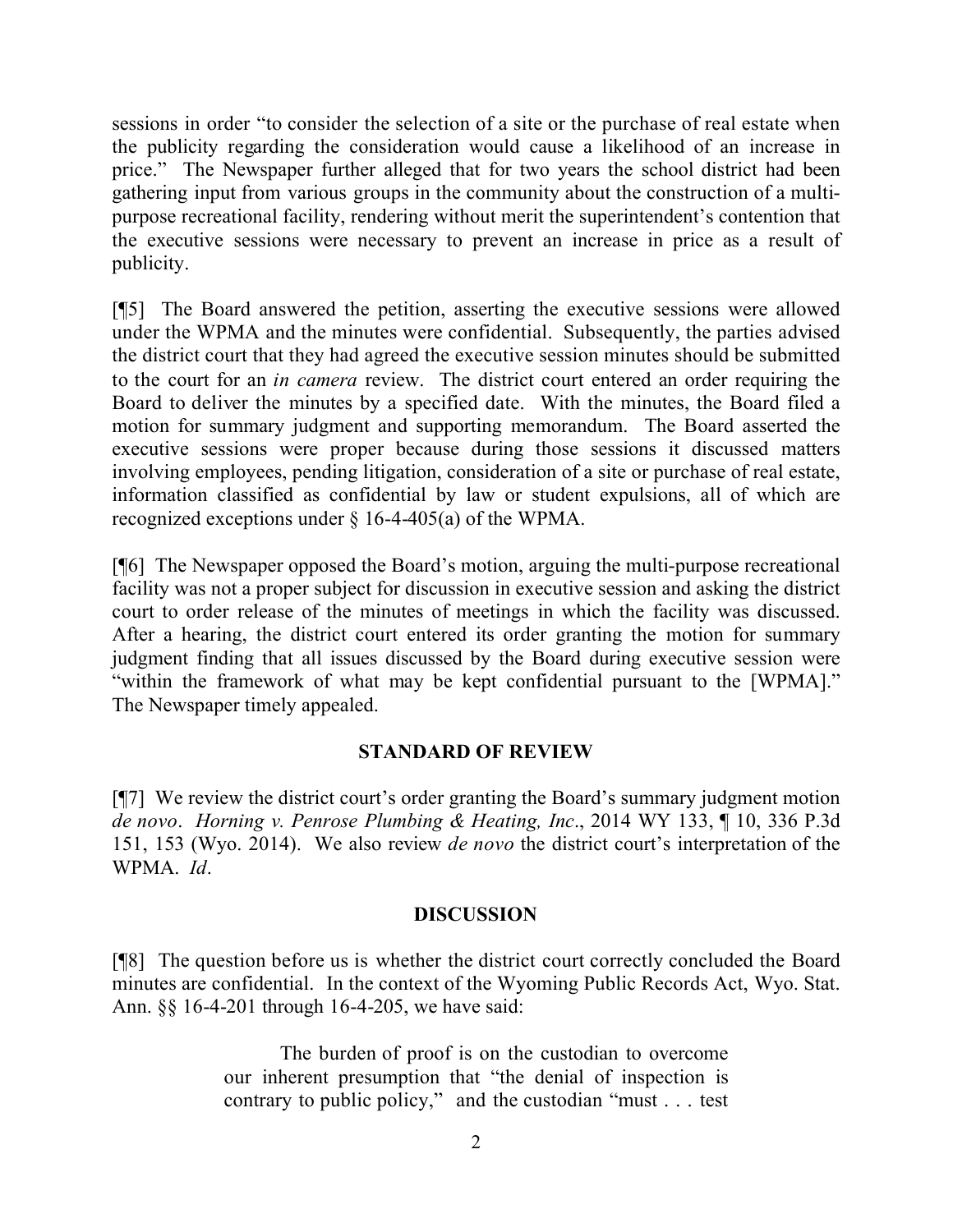sessions in order "to consider the selection of a site or the purchase of real estate when the publicity regarding the consideration would cause a likelihood of an increase in price." The Newspaper further alleged that for two years the school district had been gathering input from various groups in the community about the construction of a multi-purpose recreational facility, rendering without merit the superintendent's contention that the executive sessions were necessary to prevent an increase in price as a result of publicity.

[¶5] The Board answered the petition, asserting the executive sessions were allowed under the WPMA and the minutes were confidential. Subsequently, the parties advised the district court that they had agreed the executive session minutes should be submitted to the court for an *in camera* review. The district court entered an order requiring the Board to deliver the minutes by a specified date. With the minutes, the Board filed a motion for summary judgment and supporting memorandum. The Board asserted the executive sessions were proper because during those sessions it discussed matters involving employees, pending litigation, consideration of a site or purchase of real estate, information classified as confidential by law or student expulsions, all of which are recognized exceptions under § 16-4-405(a) of the WPMA.

[¶6] The Newspaper opposed the Board's motion, arguing the multi-purpose recreational facility was not a proper subject for discussion in executive session and asking the district court to order release of the minutes of meetings in which the facility was discussed. After a hearing, the district court entered its order granting the motion for summary judgment finding that all issues discussed by the Board during executive session were "within the framework of what may be kept confidential pursuant to the [WPMA]." The Newspaper timely appealed.

## STANDARD OF REVIEW

[¶7] We review the district court's order granting the Board's summary judgment motion *de novo*. *Horning v. Penrose Plumbing & Heating, Inc*., 2014 WY 133, ¶ 10, 336 P.3d 151, 153 (Wyo. 2014). We also review *de novo* the district court's interpretation of the WPMA. *Id*.

## DISCUSSION

[¶8] The question before us is whether the district court correctly concluded the Board minutes are confidential. In the context of the Wyoming Public Records Act, Wyo. Stat. Ann. §§ 16-4-201 through 16-4-205, we have said:

> The burden of proof is on the custodian to overcome our inherent presumption that "the denial of inspection is contrary to public policy," and the custodian "must . . . test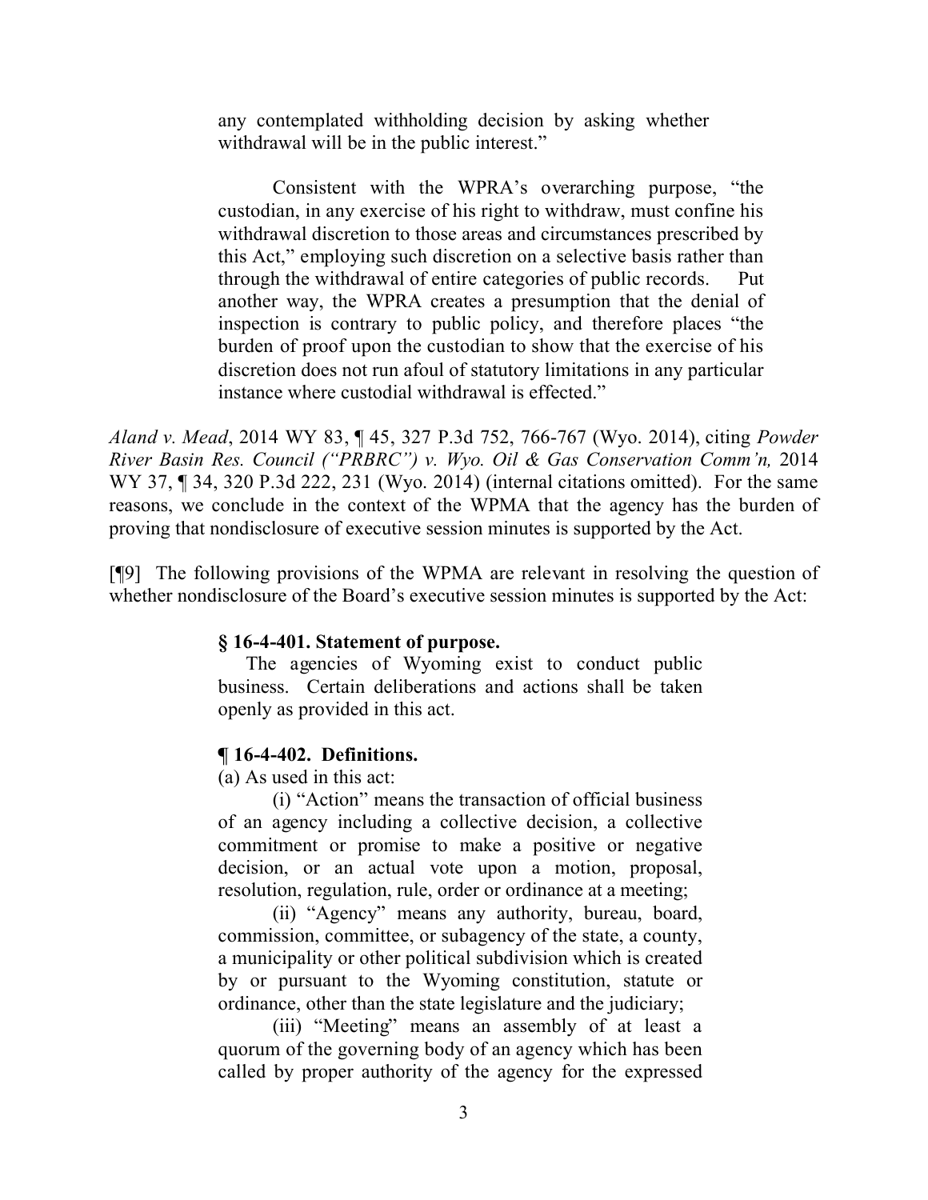> any contemplated withholding decision by asking whether withdrawal will be in the public interest."
>
> Consistent with the WPRA's overarching purpose, "the custodian, in any exercise of his right to withdraw, must confine his withdrawal discretion to those areas and circumstances prescribed by this Act," employing such discretion on a selective basis rather than through the withdrawal of entire categories of public records. Put another way, the WPRA creates a presumption that the denial of inspection is contrary to public policy, and therefore places "the burden of proof upon the custodian to show that the exercise of his discretion does not run afoul of statutory limitations in any particular instance where custodial withdrawal is effected."

*Aland v. Mead*, 2014 WY 83, ¶ 45, 327 P.3d 752, 766-767 (Wyo. 2014), citing *Powder River Basin Res. Council ("PRBRC") v. Wyo. Oil & Gas Conservation Comm'n,* 2014 WY 37, ¶ 34, 320 P.3d 222, 231 (Wyo. 2014) (internal citations omitted). For the same reasons, we conclude in the context of the WPMA that the agency has the burden of proving that nondisclosure of executive session minutes is supported by the Act.

[¶9] The following provisions of the WPMA are relevant in resolving the question of whether nondisclosure of the Board's executive session minutes is supported by the Act:

> **§ 16-4-401. Statement of purpose.**
>
> The agencies of Wyoming exist to conduct public business. Certain deliberations and actions shall be taken openly as provided in this act.
>
> **¶ 16-4-402. Definitions.**
>
> (a) As used in this act:
>
> (i) "Action" means the transaction of official business of an agency including a collective decision, a collective commitment or promise to make a positive or negative decision, or an actual vote upon a motion, proposal, resolution, regulation, rule, order or ordinance at a meeting;
>
> (ii) "Agency" means any authority, bureau, board, commission, committee, or subagency of the state, a county, a municipality or other political subdivision which is created by or pursuant to the Wyoming constitution, statute or ordinance, other than the state legislature and the judiciary;
>
> (iii) "Meeting" means an assembly of at least a quorum of the governing body of an agency which has been called by proper authority of the agency for the expressed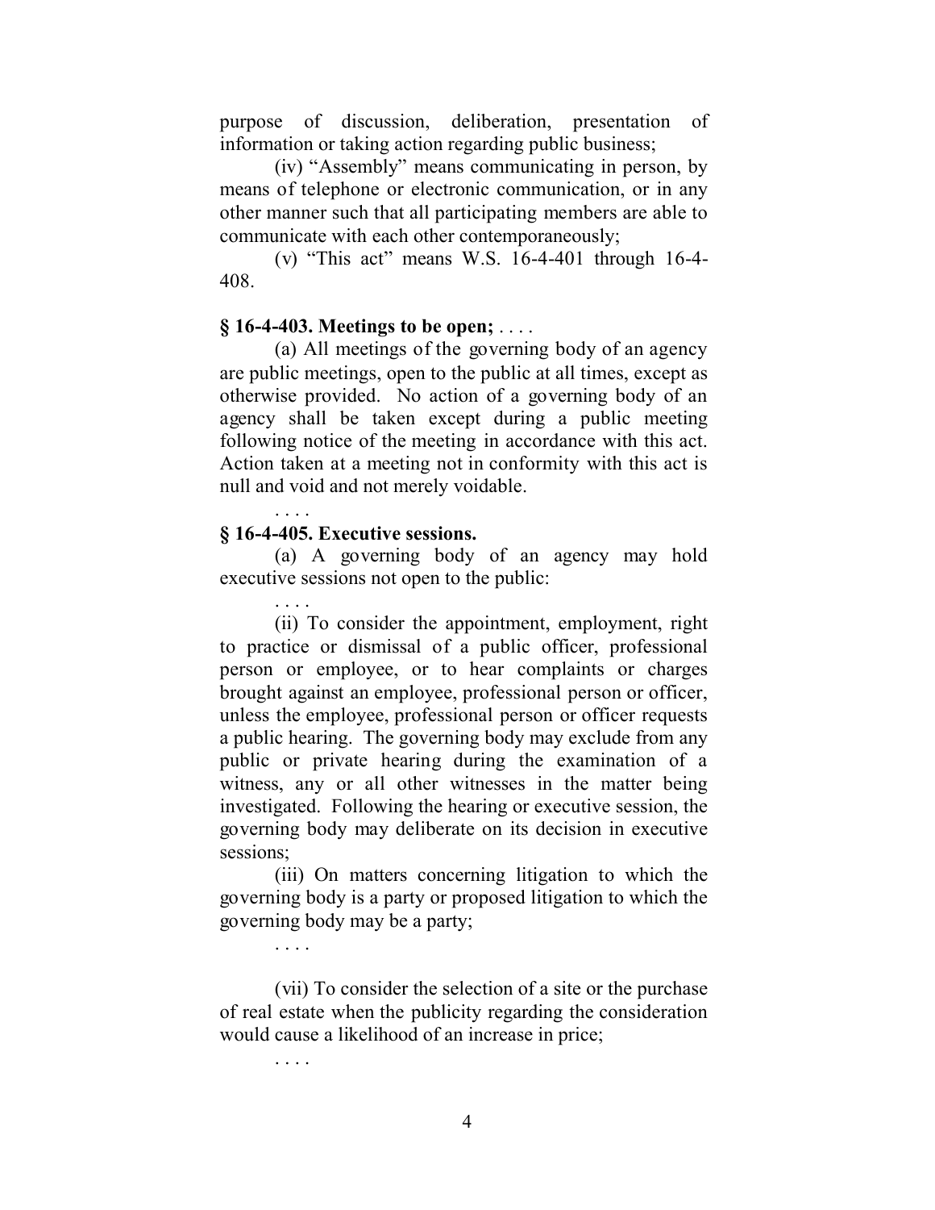purpose of discussion, deliberation, presentation of information or taking action regarding public business;

(iv) "Assembly" means communicating in person, by means of telephone or electronic communication, or in any other manner such that all participating members are able to communicate with each other contemporaneously;

(v) "This act" means W.S. 16-4-401 through 16-4-408.

**§ 16-4-403. Meetings to be open;** . . . .

(a) All meetings of the governing body of an agency are public meetings, open to the public at all times, except as otherwise provided. No action of a governing body of an agency shall be taken except during a public meeting following notice of the meeting in accordance with this act. Action taken at a meeting not in conformity with this act is null and void and not merely voidable.

. . . .

**§ 16-4-405. Executive sessions.**

(a) A governing body of an agency may hold executive sessions not open to the public:

. . . .

(ii) To consider the appointment, employment, right to practice or dismissal of a public officer, professional person or employee, or to hear complaints or charges brought against an employee, professional person or officer, unless the employee, professional person or officer requests a public hearing. The governing body may exclude from any public or private hearing during the examination of a witness, any or all other witnesses in the matter being investigated. Following the hearing or executive session, the governing body may deliberate on its decision in executive sessions;

(iii) On matters concerning litigation to which the governing body is a party or proposed litigation to which the governing body may be a party;

. . . .

(vii) To consider the selection of a site or the purchase of real estate when the publicity regarding the consideration would cause a likelihood of an increase in price;

. . . .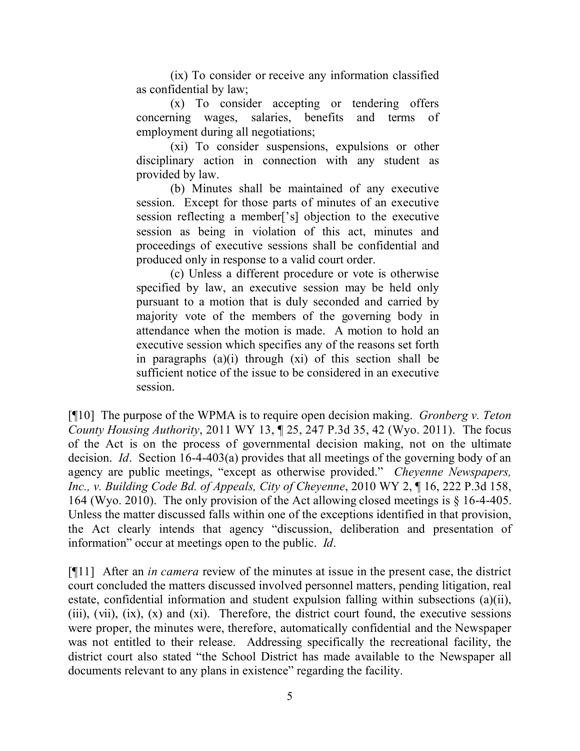> (ix) To consider or receive any information classified as confidential by law;
>
> (x) To consider accepting or tendering offers concerning wages, salaries, benefits and terms of employment during all negotiations;
>
> (xi) To consider suspensions, expulsions or other disciplinary action in connection with any student as provided by law.
>
> (b) Minutes shall be maintained of any executive session. Except for those parts of minutes of an executive session reflecting a member['s] objection to the executive session as being in violation of this act, minutes and proceedings of executive sessions shall be confidential and produced only in response to a valid court order.
>
> (c) Unless a different procedure or vote is otherwise specified by law, an executive session may be held only pursuant to a motion that is duly seconded and carried by majority vote of the members of the governing body in attendance when the motion is made. A motion to hold an executive session which specifies any of the reasons set forth in paragraphs (a)(i) through (xi) of this section shall be sufficient notice of the issue to be considered in an executive session.

[¶10] The purpose of the WPMA is to require open decision making. *Gronberg v. Teton County Housing Authority*, 2011 WY 13, ¶ 25, 247 P.3d 35, 42 (Wyo. 2011). The focus of the Act is on the process of governmental decision making, not on the ultimate decision. *Id*. Section 16-4-403(a) provides that all meetings of the governing body of an agency are public meetings, "except as otherwise provided." *Cheyenne Newspapers, Inc., v. Building Code Bd. of Appeals, City of Cheyenne*, 2010 WY 2, ¶ 16, 222 P.3d 158, 164 (Wyo. 2010). The only provision of the Act allowing closed meetings is § 16-4-405. Unless the matter discussed falls within one of the exceptions identified in that provision, the Act clearly intends that agency "discussion, deliberation and presentation of information" occur at meetings open to the public. *Id*.

[¶11] After an *in camera* review of the minutes at issue in the present case, the district court concluded the matters discussed involved personnel matters, pending litigation, real estate, confidential information and student expulsion falling within subsections (a)(ii), (iii), (vii), (ix), (x) and (xi). Therefore, the district court found, the executive sessions were proper, the minutes were, therefore, automatically confidential and the Newspaper was not entitled to their release. Addressing specifically the recreational facility, the district court also stated "the School District has made available to the Newspaper all documents relevant to any plans in existence" regarding the facility.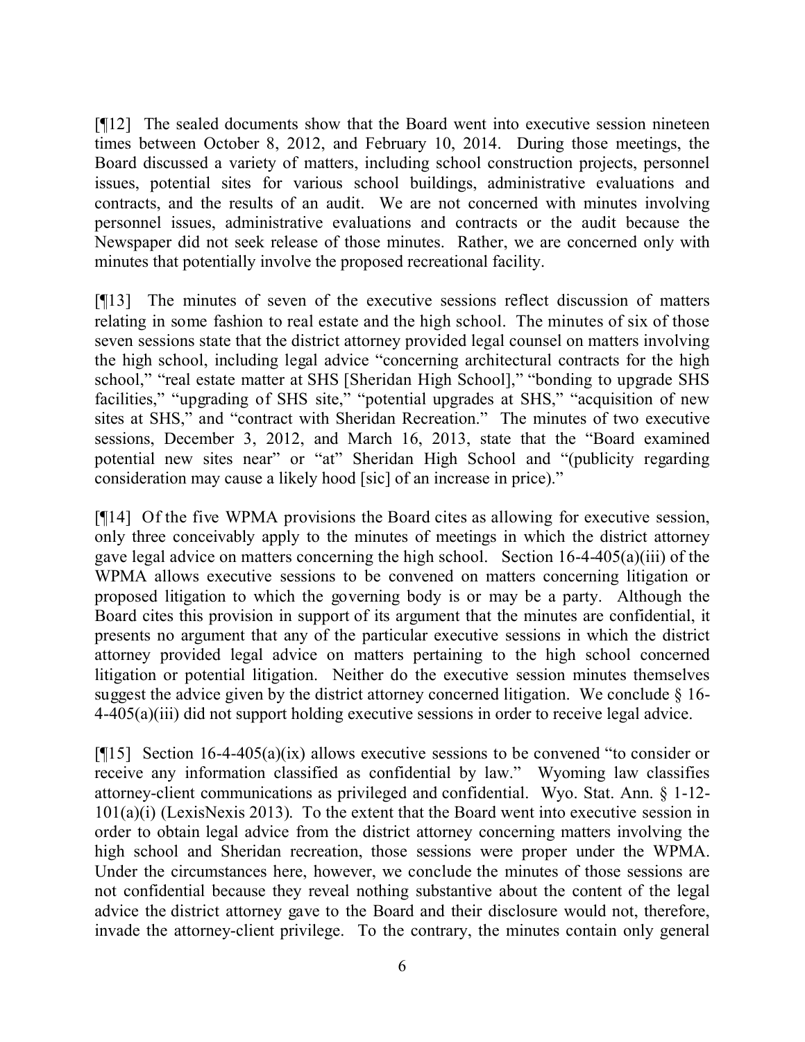[¶12] The sealed documents show that the Board went into executive session nineteen times between October 8, 2012, and February 10, 2014. During those meetings, the Board discussed a variety of matters, including school construction projects, personnel issues, potential sites for various school buildings, administrative evaluations and contracts, and the results of an audit. We are not concerned with minutes involving personnel issues, administrative evaluations and contracts or the audit because the Newspaper did not seek release of those minutes. Rather, we are concerned only with minutes that potentially involve the proposed recreational facility.

[¶13] The minutes of seven of the executive sessions reflect discussion of matters relating in some fashion to real estate and the high school. The minutes of six of those seven sessions state that the district attorney provided legal counsel on matters involving the high school, including legal advice "concerning architectural contracts for the high school," "real estate matter at SHS [Sheridan High School]," "bonding to upgrade SHS facilities," "upgrading of SHS site," "potential upgrades at SHS," "acquisition of new sites at SHS," and "contract with Sheridan Recreation." The minutes of two executive sessions, December 3, 2012, and March 16, 2013, state that the "Board examined potential new sites near" or "at" Sheridan High School and "(publicity regarding consideration may cause a likely hood [sic] of an increase in price)."

[¶14] Of the five WPMA provisions the Board cites as allowing for executive session, only three conceivably apply to the minutes of meetings in which the district attorney gave legal advice on matters concerning the high school. Section 16-4-405(a)(iii) of the WPMA allows executive sessions to be convened on matters concerning litigation or proposed litigation to which the governing body is or may be a party. Although the Board cites this provision in support of its argument that the minutes are confidential, it presents no argument that any of the particular executive sessions in which the district attorney provided legal advice on matters pertaining to the high school concerned litigation or potential litigation. Neither do the executive session minutes themselves suggest the advice given by the district attorney concerned litigation. We conclude § 16-4-405(a)(iii) did not support holding executive sessions in order to receive legal advice.

[¶15] Section 16-4-405(a)(ix) allows executive sessions to be convened "to consider or receive any information classified as confidential by law." Wyoming law classifies attorney-client communications as privileged and confidential. Wyo. Stat. Ann. § 1-12-101(a)(i) (LexisNexis 2013). To the extent that the Board went into executive session in order to obtain legal advice from the district attorney concerning matters involving the high school and Sheridan recreation, those sessions were proper under the WPMA. Under the circumstances here, however, we conclude the minutes of those sessions are not confidential because they reveal nothing substantive about the content of the legal advice the district attorney gave to the Board and their disclosure would not, therefore, invade the attorney-client privilege. To the contrary, the minutes contain only general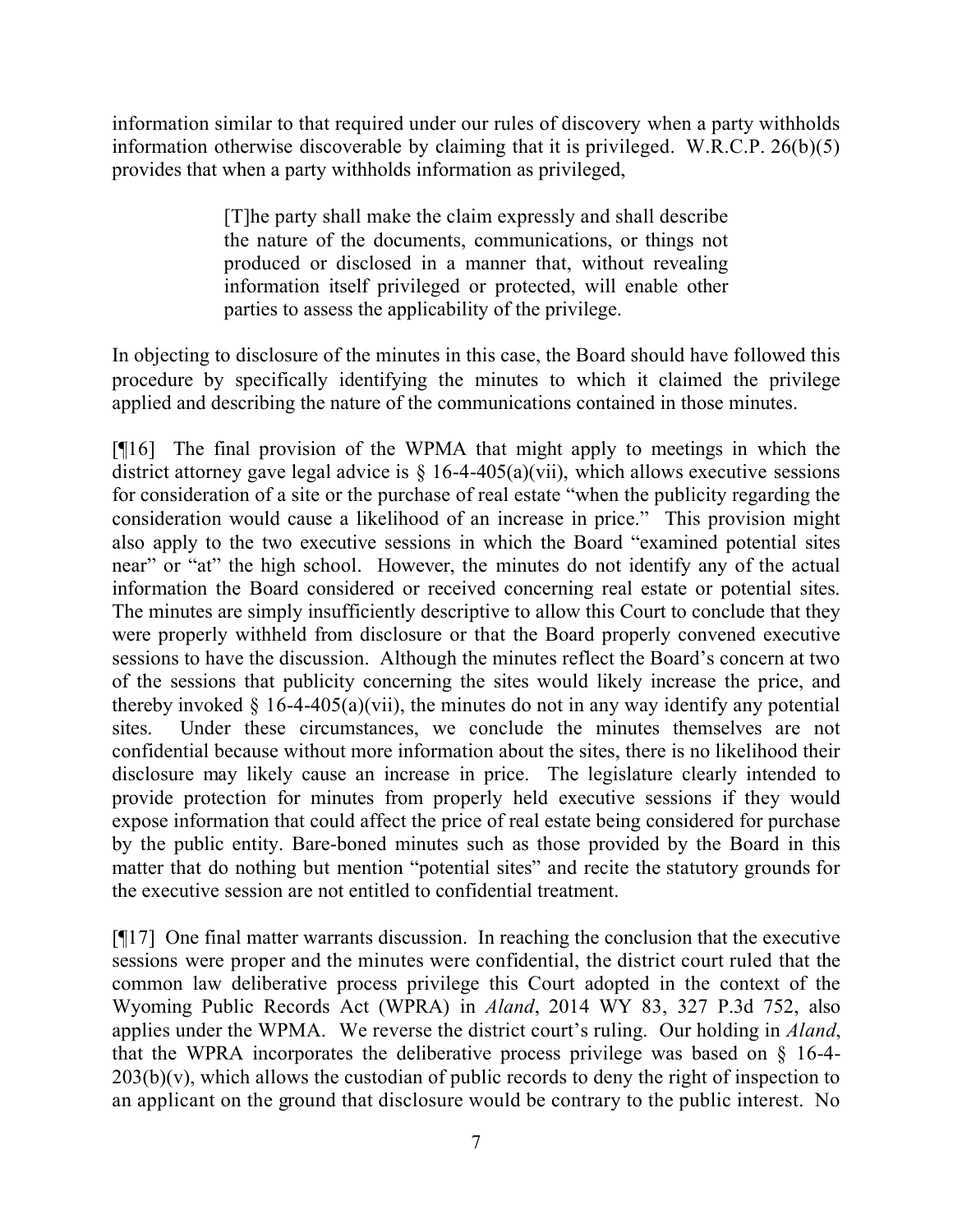information similar to that required under our rules of discovery when a party withholds information otherwise discoverable by claiming that it is privileged. W.R.C.P. 26(b)(5) provides that when a party withholds information as privileged,

> [T]he party shall make the claim expressly and shall describe the nature of the documents, communications, or things not produced or disclosed in a manner that, without revealing information itself privileged or protected, will enable other parties to assess the applicability of the privilege.

In objecting to disclosure of the minutes in this case, the Board should have followed this procedure by specifically identifying the minutes to which it claimed the privilege applied and describing the nature of the communications contained in those minutes.

[¶16] The final provision of the WPMA that might apply to meetings in which the district attorney gave legal advice is § 16-4-405(a)(vii), which allows executive sessions for consideration of a site or the purchase of real estate "when the publicity regarding the consideration would cause a likelihood of an increase in price." This provision might also apply to the two executive sessions in which the Board "examined potential sites near" or "at" the high school. However, the minutes do not identify any of the actual information the Board considered or received concerning real estate or potential sites. The minutes are simply insufficiently descriptive to allow this Court to conclude that they were properly withheld from disclosure or that the Board properly convened executive sessions to have the discussion. Although the minutes reflect the Board's concern at two of the sessions that publicity concerning the sites would likely increase the price, and thereby invoked § 16-4-405(a)(vii), the minutes do not in any way identify any potential sites. Under these circumstances, we conclude the minutes themselves are not confidential because without more information about the sites, there is no likelihood their disclosure may likely cause an increase in price. The legislature clearly intended to provide protection for minutes from properly held executive sessions if they would expose information that could affect the price of real estate being considered for purchase by the public entity. Bare-boned minutes such as those provided by the Board in this matter that do nothing but mention "potential sites" and recite the statutory grounds for the executive session are not entitled to confidential treatment.

[¶17] One final matter warrants discussion. In reaching the conclusion that the executive sessions were proper and the minutes were confidential, the district court ruled that the common law deliberative process privilege this Court adopted in the context of the Wyoming Public Records Act (WPRA) in *Aland*, 2014 WY 83, 327 P.3d 752, also applies under the WPMA. We reverse the district court's ruling. Our holding in *Aland*, that the WPRA incorporates the deliberative process privilege was based on § 16-4-203(b)(v), which allows the custodian of public records to deny the right of inspection to an applicant on the ground that disclosure would be contrary to the public interest. No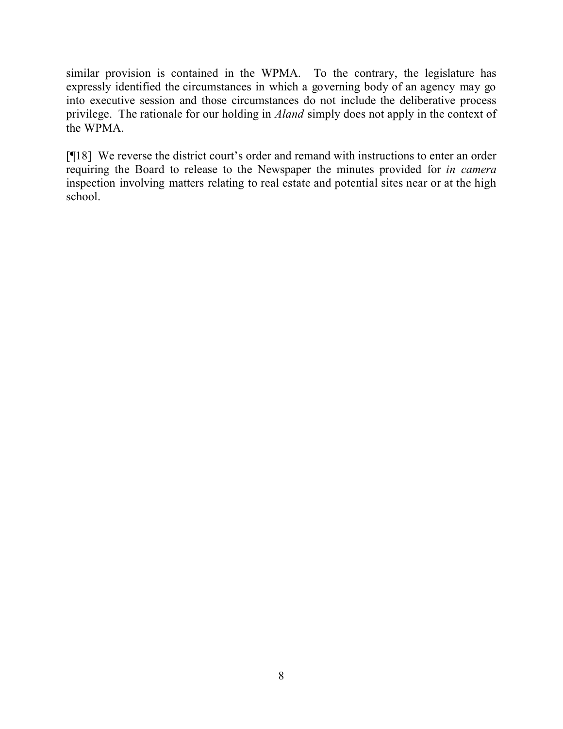similar provision is contained in the WPMA. To the contrary, the legislature has expressly identified the circumstances in which a governing body of an agency may go into executive session and those circumstances do not include the deliberative process privilege. The rationale for our holding in *Aland* simply does not apply in the context of the WPMA.

[¶18] We reverse the district court's order and remand with instructions to enter an order requiring the Board to release to the Newspaper the minutes provided for *in camera* inspection involving matters relating to real estate and potential sites near or at the high school.